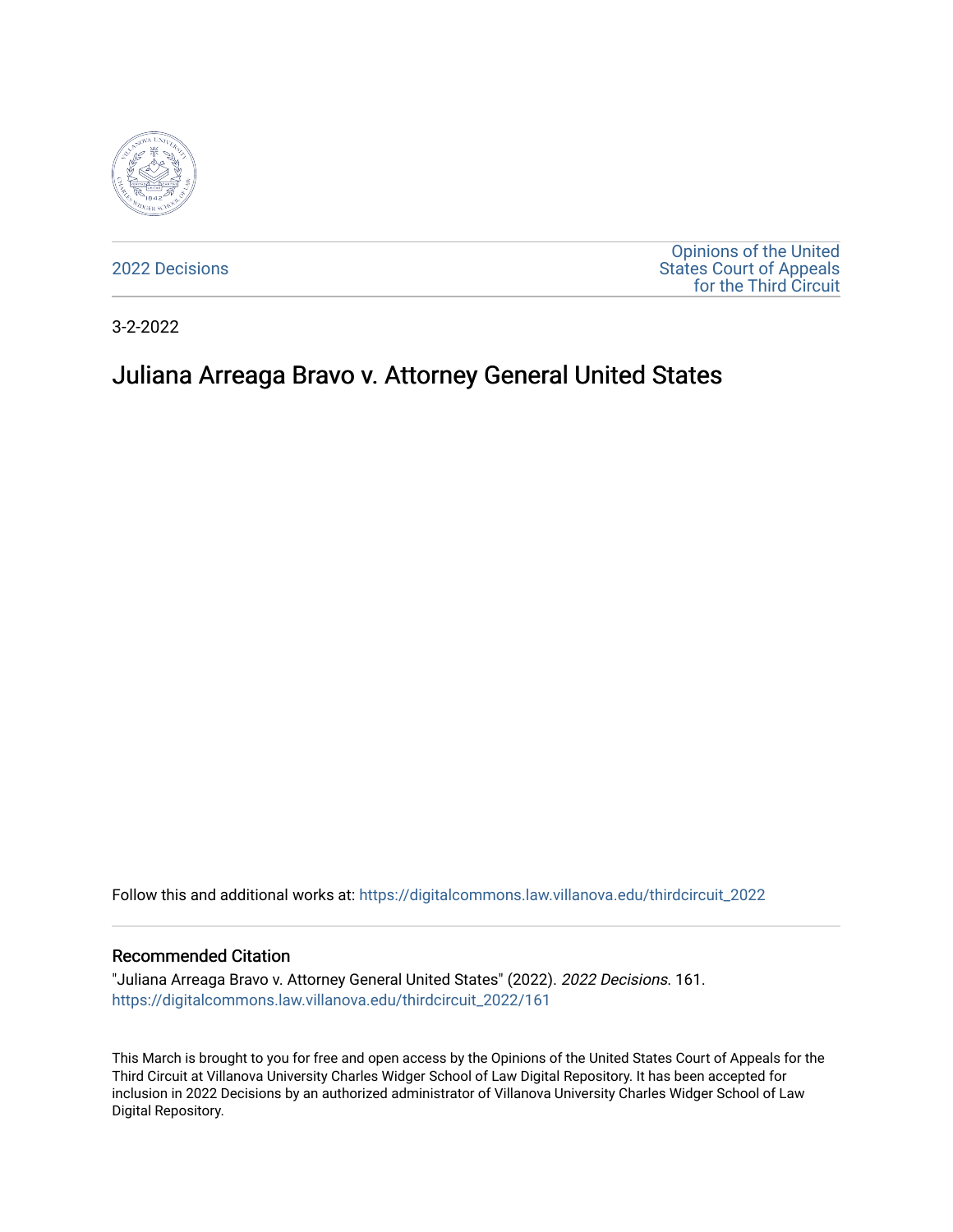2022 Decisions

Opinions of the United States Court of Appeals for the Third Circuit

3-2-2022

# Juliana Arreaga Bravo v. Attorney General United States

Follow this and additional works at: https://digitalcommons.law.villanova.edu/thirdcircuit_2022

## Recommended Citation

"Juliana Arreaga Bravo v. Attorney General United States" (2022). *2022 Decisions*. 161.
https://digitalcommons.law.villanova.edu/thirdcircuit_2022/161

This March is brought to you for free and open access by the Opinions of the United States Court of Appeals for the Third Circuit at Villanova University Charles Widger School of Law Digital Repository. It has been accepted for inclusion in 2022 Decisions by an authorized administrator of Villanova University Charles Widger School of Law Digital Repository.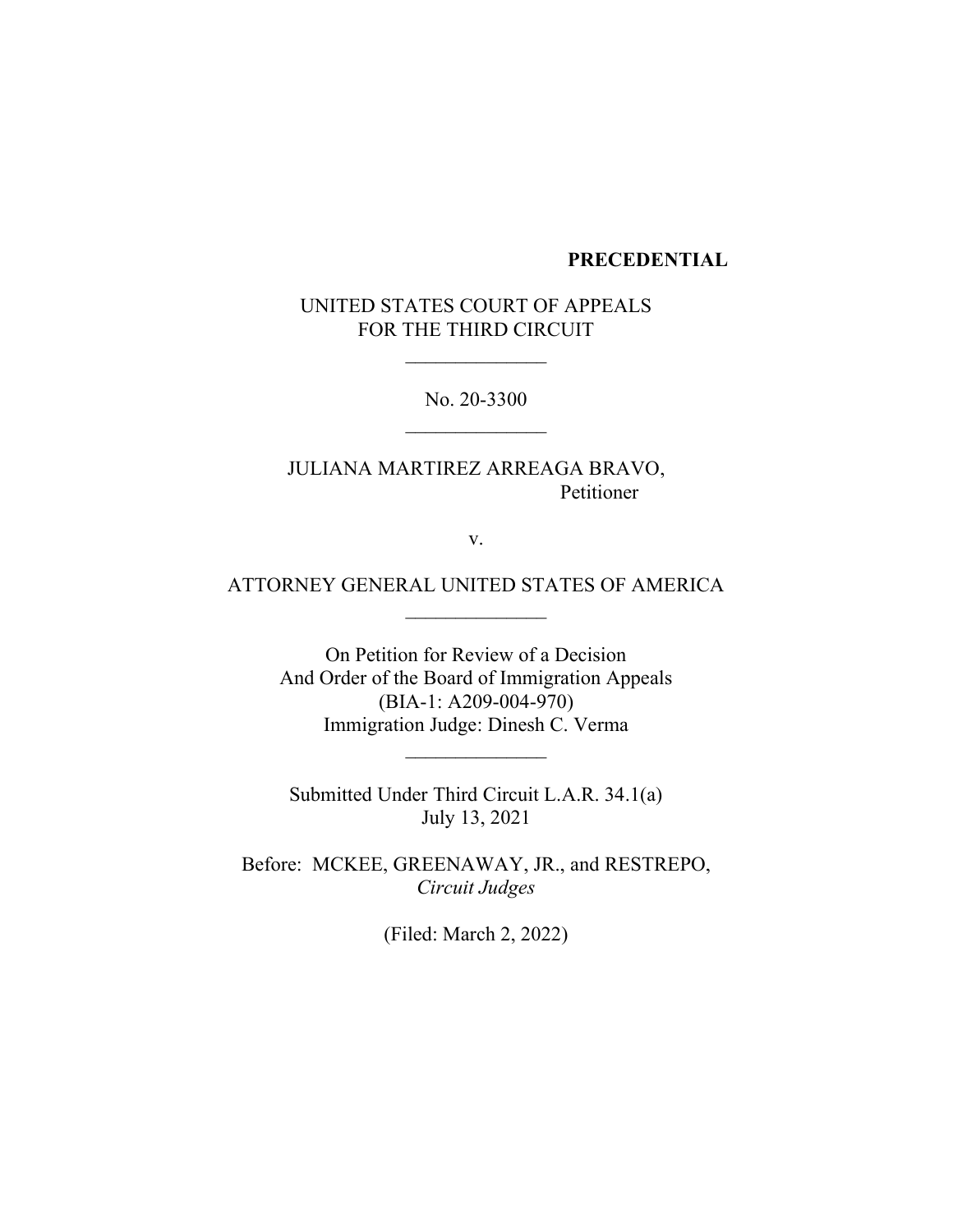**PRECEDENTIAL**

UNITED STATES COURT OF APPEALS
FOR THE THIRD CIRCUIT

\_\_\_\_\_\_\_\_\_\_\_\_\_\_

No. 20-3300

\_\_\_\_\_\_\_\_\_\_\_\_\_\_

JULIANA MARTIREZ ARREAGA BRAVO,
Petitioner

v.

ATTORNEY GENERAL UNITED STATES OF AMERICA

\_\_\_\_\_\_\_\_\_\_\_\_\_\_

On Petition for Review of a Decision
And Order of the Board of Immigration Appeals
(BIA-1: A209-004-970)
Immigration Judge: Dinesh C. Verma

\_\_\_\_\_\_\_\_\_\_\_\_\_\_

Submitted Under Third Circuit L.A.R. 34.1(a)
July 13, 2021

Before: MCKEE, GREENAWAY, JR., and RESTREPO, *Circuit Judges*

(Filed: March 2, 2022)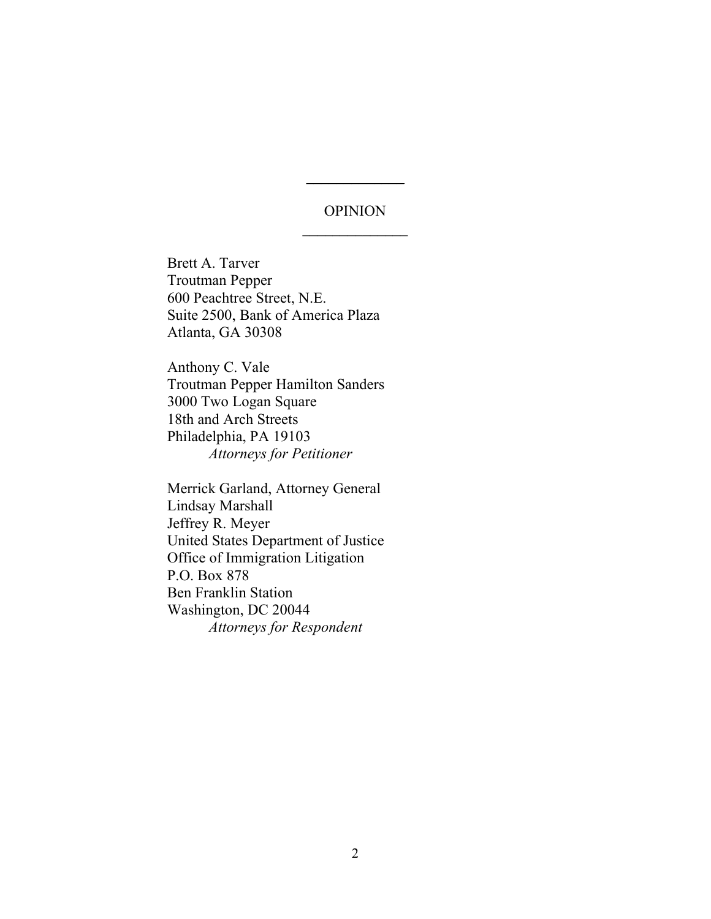OPINION

Brett A. Tarver
Troutman Pepper
600 Peachtree Street, N.E.
Suite 2500, Bank of America Plaza
Atlanta, GA 30308

Anthony C. Vale
Troutman Pepper Hamilton Sanders
3000 Two Logan Square
18th and Arch Streets
Philadelphia, PA 19103
*Attorneys for Petitioner*

Merrick Garland, Attorney General
Lindsay Marshall
Jeffrey R. Meyer
United States Department of Justice
Office of Immigration Litigation
P.O. Box 878
Ben Franklin Station
Washington, DC 20044
*Attorneys for Respondent*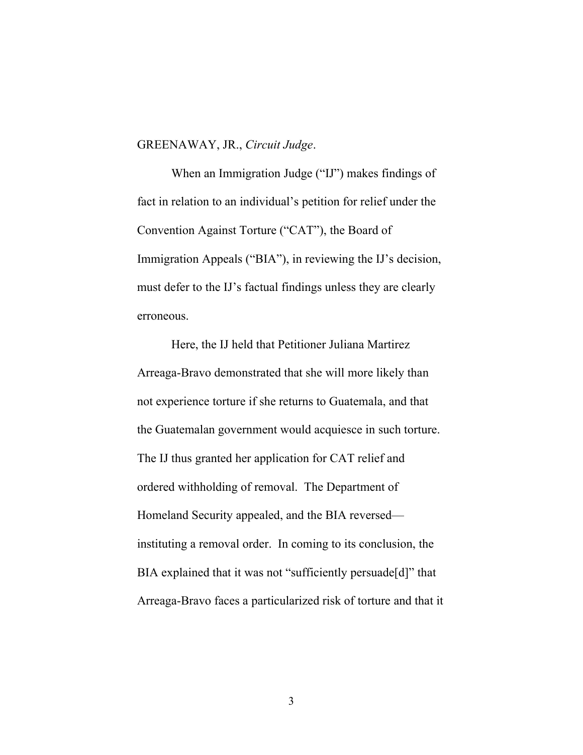GREENAWAY, JR., *Circuit Judge*.

When an Immigration Judge ("IJ") makes findings of fact in relation to an individual's petition for relief under the Convention Against Torture ("CAT"), the Board of Immigration Appeals ("BIA"), in reviewing the IJ's decision, must defer to the IJ's factual findings unless they are clearly erroneous.

Here, the IJ held that Petitioner Juliana Martirez Arreaga-Bravo demonstrated that she will more likely than not experience torture if she returns to Guatemala, and that the Guatemalan government would acquiesce in such torture. The IJ thus granted her application for CAT relief and ordered withholding of removal. The Department of Homeland Security appealed, and the BIA reversed—instituting a removal order. In coming to its conclusion, the BIA explained that it was not "sufficiently persuade[d]" that Arreaga-Bravo faces a particularized risk of torture and that it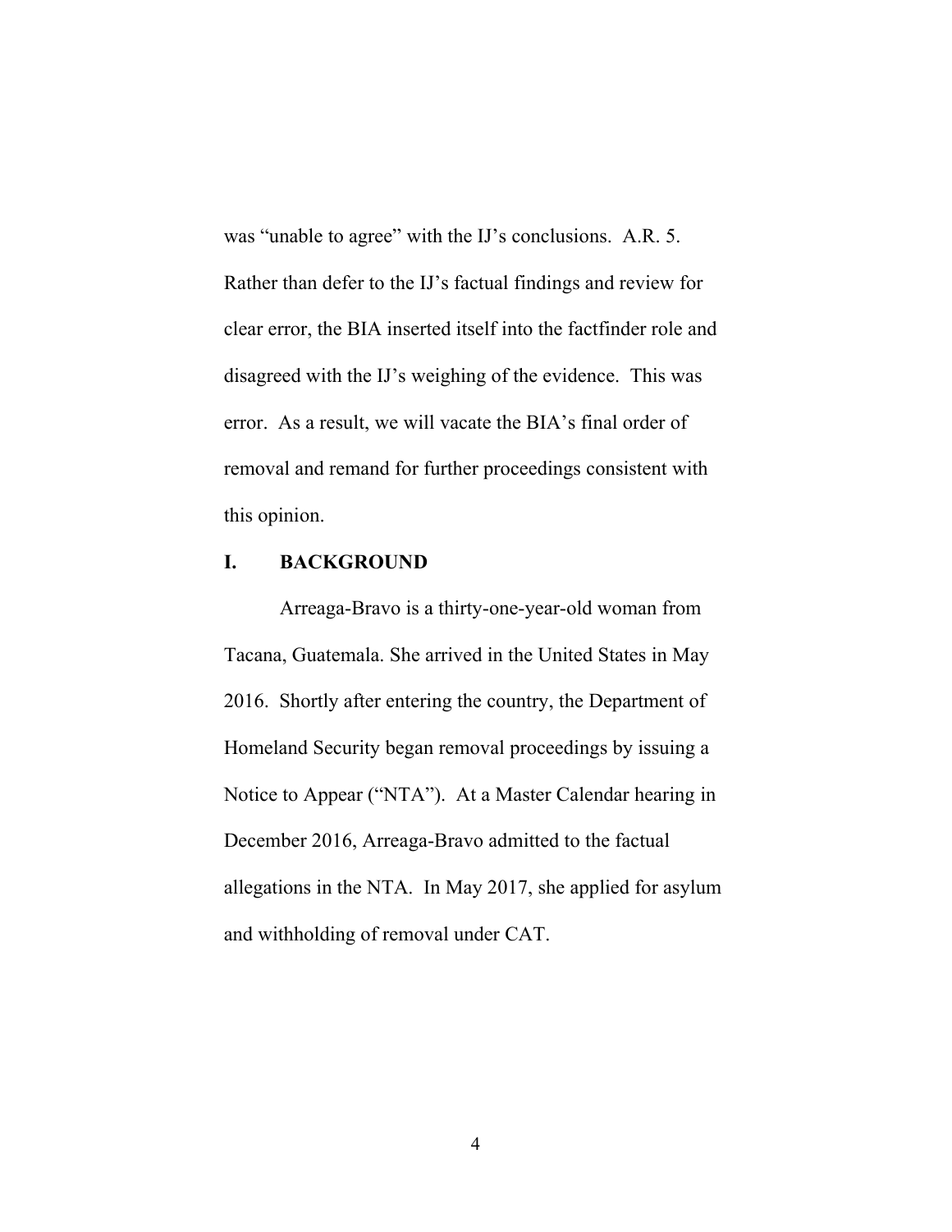was "unable to agree" with the IJ's conclusions. A.R. 5. Rather than defer to the IJ's factual findings and review for clear error, the BIA inserted itself into the factfinder role and disagreed with the IJ's weighing of the evidence. This was error. As a result, we will vacate the BIA's final order of removal and remand for further proceedings consistent with this opinion.

## I. BACKGROUND

Arreaga-Bravo is a thirty-one-year-old woman from Tacana, Guatemala. She arrived in the United States in May 2016. Shortly after entering the country, the Department of Homeland Security began removal proceedings by issuing a Notice to Appear ("NTA"). At a Master Calendar hearing in December 2016, Arreaga-Bravo admitted to the factual allegations in the NTA. In May 2017, she applied for asylum and withholding of removal under CAT.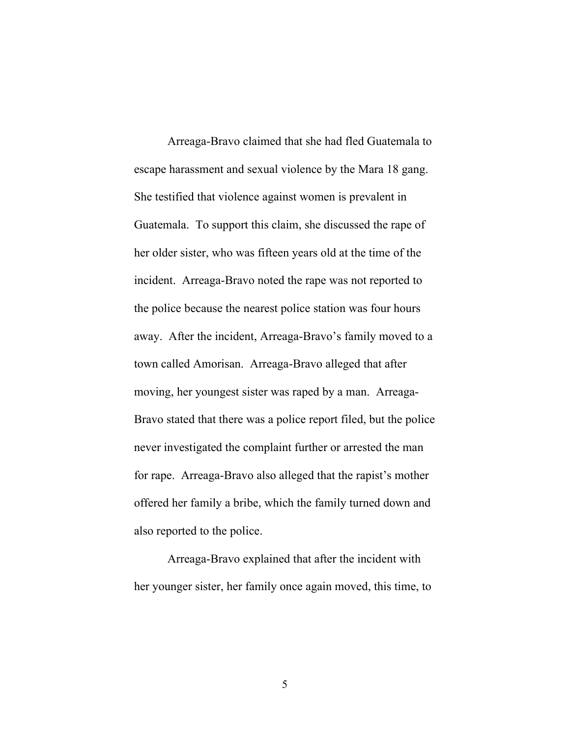Arreaga-Bravo claimed that she had fled Guatemala to escape harassment and sexual violence by the Mara 18 gang. She testified that violence against women is prevalent in Guatemala. To support this claim, she discussed the rape of her older sister, who was fifteen years old at the time of the incident. Arreaga-Bravo noted the rape was not reported to the police because the nearest police station was four hours away. After the incident, Arreaga-Bravo's family moved to a town called Amorisan. Arreaga-Bravo alleged that after moving, her youngest sister was raped by a man. Arreaga-Bravo stated that there was a police report filed, but the police never investigated the complaint further or arrested the man for rape. Arreaga-Bravo also alleged that the rapist's mother offered her family a bribe, which the family turned down and also reported to the police.

Arreaga-Bravo explained that after the incident with her younger sister, her family once again moved, this time, to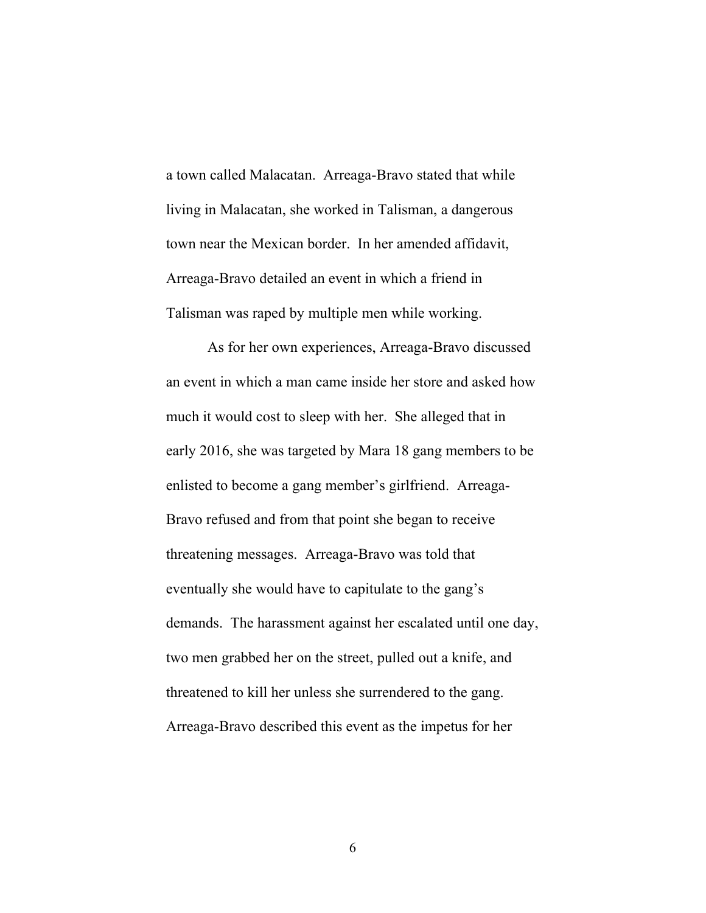a town called Malacatan. Arreaga-Bravo stated that while living in Malacatan, she worked in Talisman, a dangerous town near the Mexican border. In her amended affidavit, Arreaga-Bravo detailed an event in which a friend in Talisman was raped by multiple men while working.

As for her own experiences, Arreaga-Bravo discussed an event in which a man came inside her store and asked how much it would cost to sleep with her. She alleged that in early 2016, she was targeted by Mara 18 gang members to be enlisted to become a gang member's girlfriend. Arreaga-Bravo refused and from that point she began to receive threatening messages. Arreaga-Bravo was told that eventually she would have to capitulate to the gang's demands. The harassment against her escalated until one day, two men grabbed her on the street, pulled out a knife, and threatened to kill her unless she surrendered to the gang. Arreaga-Bravo described this event as the impetus for her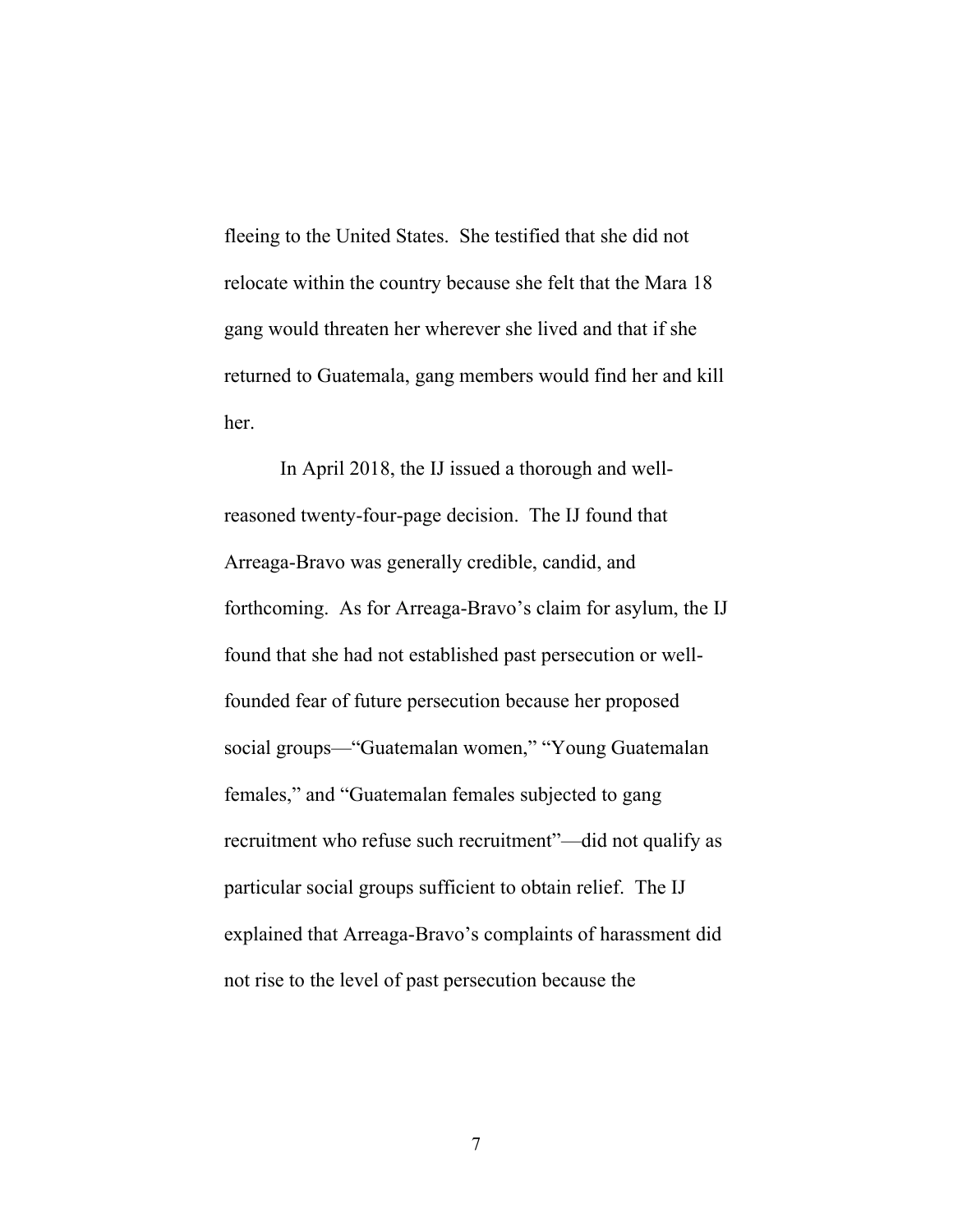fleeing to the United States. She testified that she did not relocate within the country because she felt that the Mara 18 gang would threaten her wherever she lived and that if she returned to Guatemala, gang members would find her and kill her.

In April 2018, the IJ issued a thorough and well-reasoned twenty-four-page decision. The IJ found that Arreaga-Bravo was generally credible, candid, and forthcoming. As for Arreaga-Bravo's claim for asylum, the IJ found that she had not established past persecution or well-founded fear of future persecution because her proposed social groups—"Guatemalan women," "Young Guatemalan females," and "Guatemalan females subjected to gang recruitment who refuse such recruitment"—did not qualify as particular social groups sufficient to obtain relief. The IJ explained that Arreaga-Bravo's complaints of harassment did not rise to the level of past persecution because the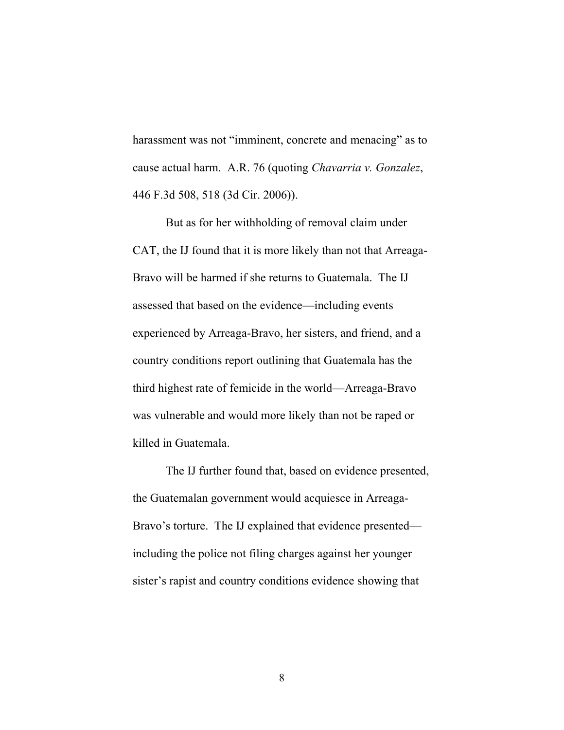harassment was not "imminent, concrete and menacing" as to cause actual harm. A.R. 76 (quoting *Chavarria v. Gonzalez*, 446 F.3d 508, 518 (3d Cir. 2006)).

But as for her withholding of removal claim under CAT, the IJ found that it is more likely than not that Arreaga-Bravo will be harmed if she returns to Guatemala. The IJ assessed that based on the evidence—including events experienced by Arreaga-Bravo, her sisters, and friend, and a country conditions report outlining that Guatemala has the third highest rate of femicide in the world—Arreaga-Bravo was vulnerable and would more likely than not be raped or killed in Guatemala.

The IJ further found that, based on evidence presented, the Guatemalan government would acquiesce in Arreaga-Bravo's torture. The IJ explained that evidence presented—including the police not filing charges against her younger sister's rapist and country conditions evidence showing that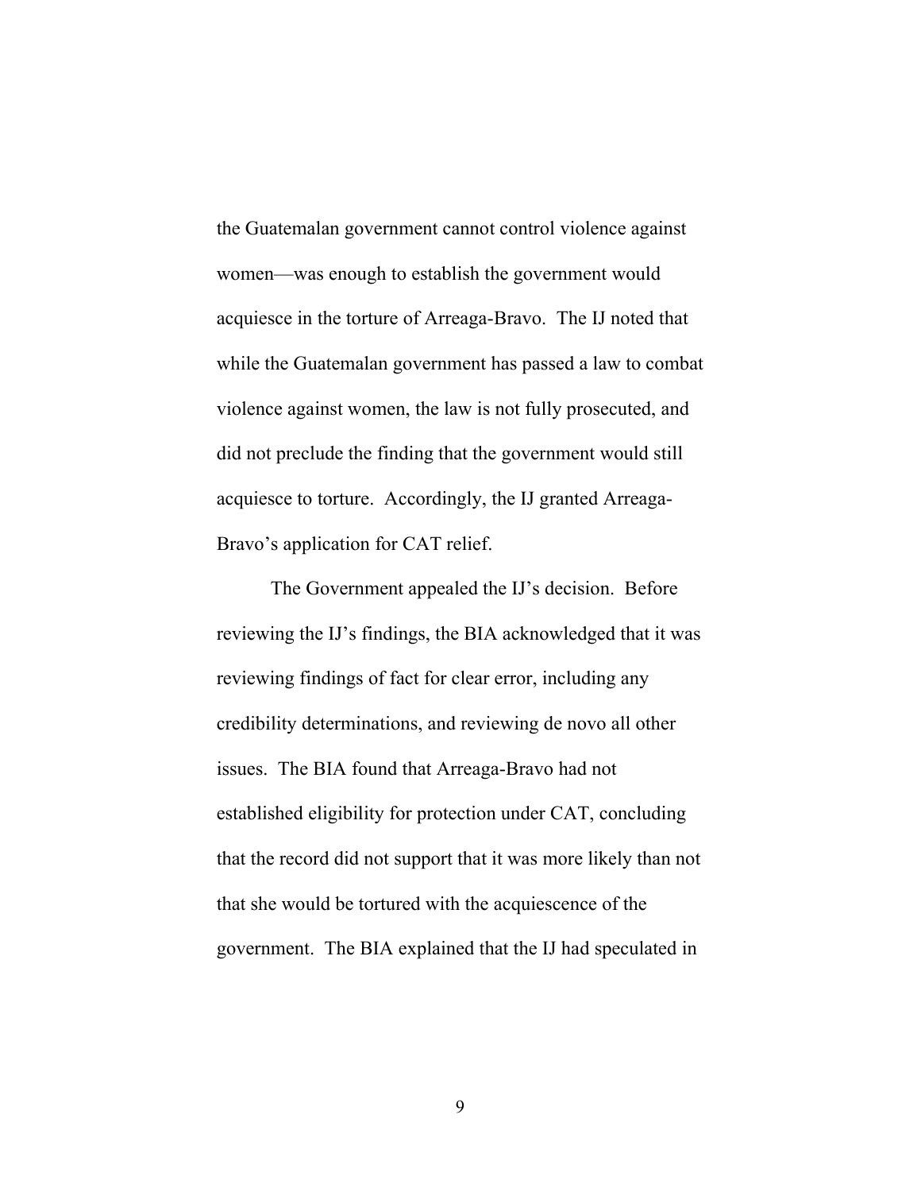the Guatemalan government cannot control violence against women—was enough to establish the government would acquiesce in the torture of Arreaga-Bravo. The IJ noted that while the Guatemalan government has passed a law to combat violence against women, the law is not fully prosecuted, and did not preclude the finding that the government would still acquiesce to torture. Accordingly, the IJ granted Arreaga-Bravo's application for CAT relief.

The Government appealed the IJ's decision. Before reviewing the IJ's findings, the BIA acknowledged that it was reviewing findings of fact for clear error, including any credibility determinations, and reviewing de novo all other issues. The BIA found that Arreaga-Bravo had not established eligibility for protection under CAT, concluding that the record did not support that it was more likely than not that she would be tortured with the acquiescence of the government. The BIA explained that the IJ had speculated in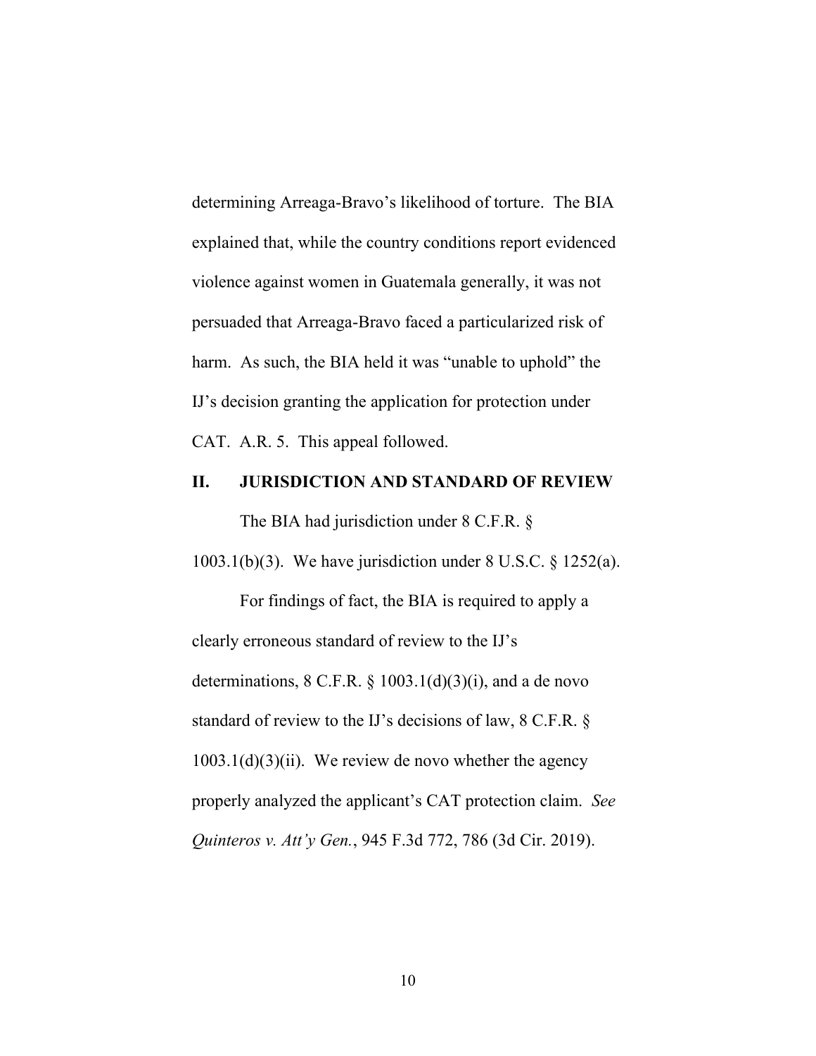determining Arreaga-Bravo's likelihood of torture. The BIA explained that, while the country conditions report evidenced violence against women in Guatemala generally, it was not persuaded that Arreaga-Bravo faced a particularized risk of harm. As such, the BIA held it was "unable to uphold" the IJ's decision granting the application for protection under CAT. A.R. 5. This appeal followed.

## II. JURISDICTION AND STANDARD OF REVIEW

The BIA had jurisdiction under 8 C.F.R. § 1003.1(b)(3). We have jurisdiction under 8 U.S.C. § 1252(a).

For findings of fact, the BIA is required to apply a clearly erroneous standard of review to the IJ's determinations, 8 C.F.R. § 1003.1(d)(3)(i), and a de novo standard of review to the IJ's decisions of law, 8 C.F.R. § 1003.1(d)(3)(ii). We review de novo whether the agency properly analyzed the applicant's CAT protection claim. *See Quinteros v. Att'y Gen.*, 945 F.3d 772, 786 (3d Cir. 2019).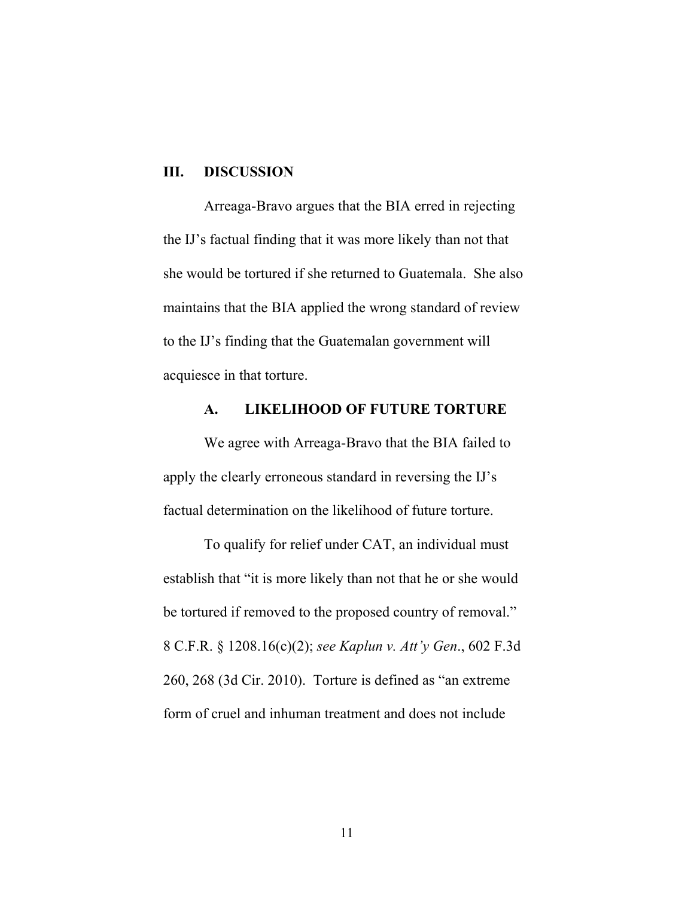## III. DISCUSSION

Arreaga-Bravo argues that the BIA erred in rejecting the IJ's factual finding that it was more likely than not that she would be tortured if she returned to Guatemala. She also maintains that the BIA applied the wrong standard of review to the IJ's finding that the Guatemalan government will acquiesce in that torture.

### A. LIKELIHOOD OF FUTURE TORTURE

We agree with Arreaga-Bravo that the BIA failed to apply the clearly erroneous standard in reversing the IJ's factual determination on the likelihood of future torture.

To qualify for relief under CAT, an individual must establish that "it is more likely than not that he or she would be tortured if removed to the proposed country of removal." 8 C.F.R. § 1208.16(c)(2); *see Kaplun v. Att'y Gen*., 602 F.3d 260, 268 (3d Cir. 2010). Torture is defined as "an extreme form of cruel and inhuman treatment and does not include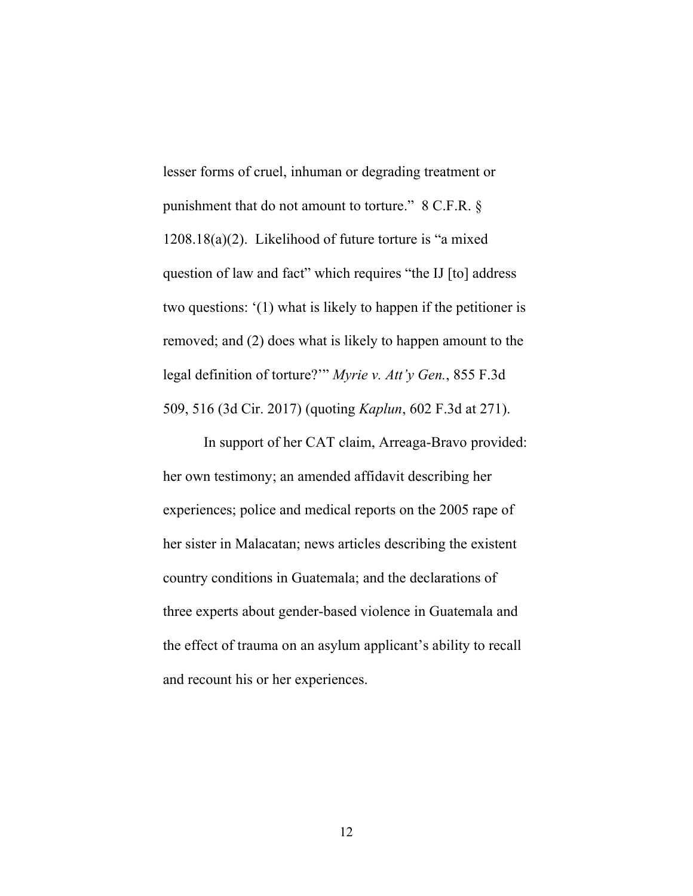lesser forms of cruel, inhuman or degrading treatment or punishment that do not amount to torture." 8 C.F.R. § 1208.18(a)(2). Likelihood of future torture is "a mixed question of law and fact" which requires "the IJ [to] address two questions: '(1) what is likely to happen if the petitioner is removed; and (2) does what is likely to happen amount to the legal definition of torture?'" *Myrie v. Att'y Gen.*, 855 F.3d 509, 516 (3d Cir. 2017) (quoting *Kaplun*, 602 F.3d at 271).

In support of her CAT claim, Arreaga-Bravo provided: her own testimony; an amended affidavit describing her experiences; police and medical reports on the 2005 rape of her sister in Malacatan; news articles describing the existent country conditions in Guatemala; and the declarations of three experts about gender-based violence in Guatemala and the effect of trauma on an asylum applicant's ability to recall and recount his or her experiences.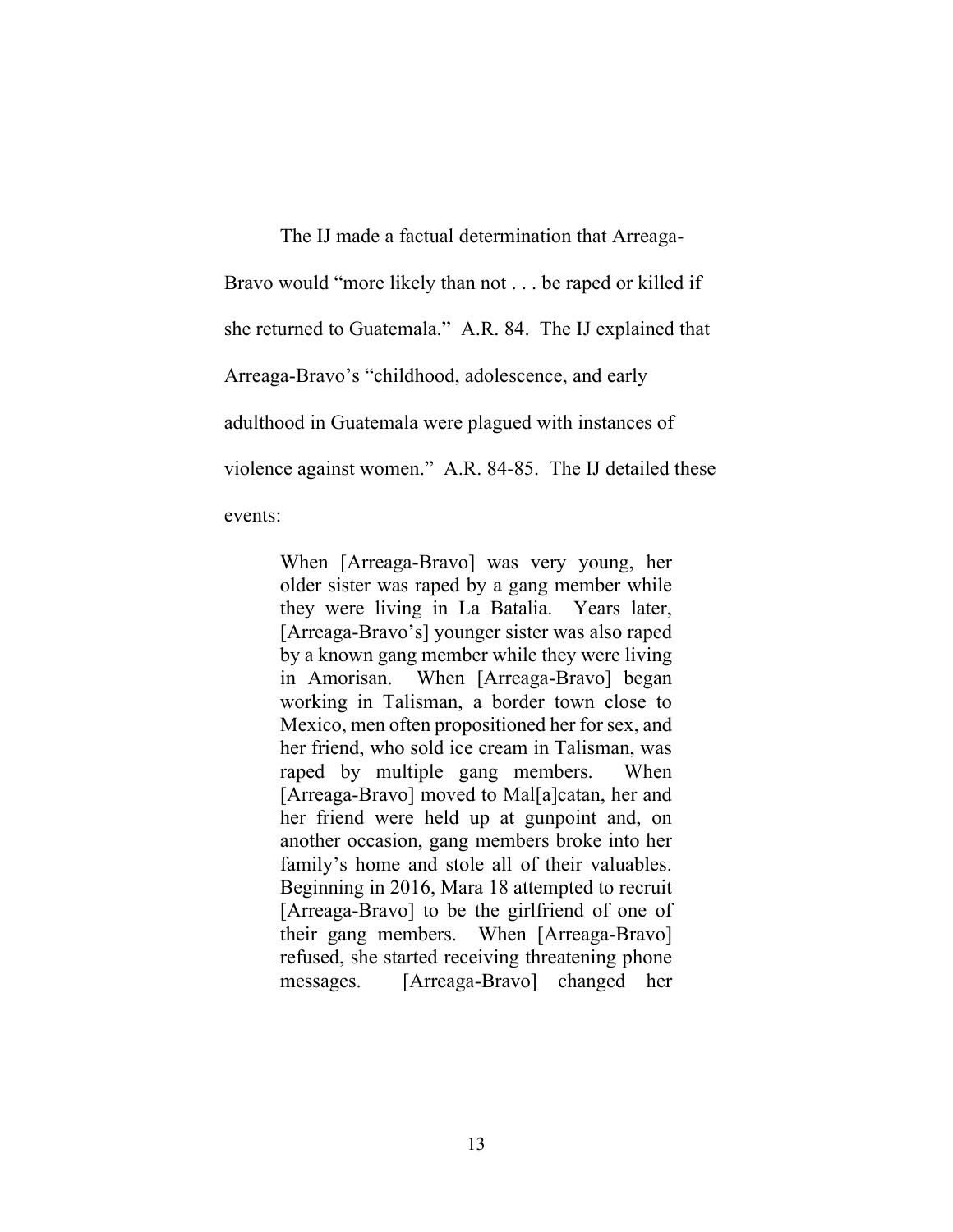The IJ made a factual determination that Arreaga-Bravo would "more likely than not . . . be raped or killed if she returned to Guatemala." A.R. 84. The IJ explained that Arreaga-Bravo's "childhood, adolescence, and early adulthood in Guatemala were plagued with instances of violence against women." A.R. 84-85. The IJ detailed these events:

> When [Arreaga-Bravo] was very young, her older sister was raped by a gang member while they were living in La Batalia. Years later, [Arreaga-Bravo's] younger sister was also raped by a known gang member while they were living in Amorisan. When [Arreaga-Bravo] began working in Talisman, a border town close to Mexico, men often propositioned her for sex, and her friend, who sold ice cream in Talisman, was raped by multiple gang members. When [Arreaga-Bravo] moved to Mal[a]catan, her and her friend were held up at gunpoint and, on another occasion, gang members broke into her family's home and stole all of their valuables. Beginning in 2016, Mara 18 attempted to recruit [Arreaga-Bravo] to be the girlfriend of one of their gang members. When [Arreaga-Bravo] refused, she started receiving threatening phone messages. [Arreaga-Bravo] changed her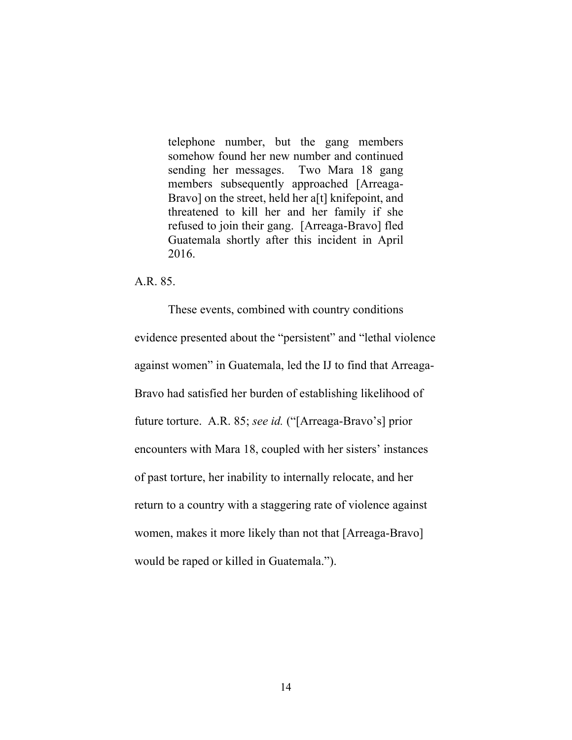> telephone number, but the gang members somehow found her new number and continued sending her messages. Two Mara 18 gang members subsequently approached [Arreaga-Bravo] on the street, held her a[t] knifepoint, and threatened to kill her and her family if she refused to join their gang. [Arreaga-Bravo] fled Guatemala shortly after this incident in April 2016.

A.R. 85.

These events, combined with country conditions evidence presented about the "persistent" and "lethal violence against women" in Guatemala, led the IJ to find that Arreaga-Bravo had satisfied her burden of establishing likelihood of future torture. A.R. 85; *see id.* ("[Arreaga-Bravo's] prior encounters with Mara 18, coupled with her sisters' instances of past torture, her inability to internally relocate, and her return to a country with a staggering rate of violence against women, makes it more likely than not that [Arreaga-Bravo] would be raped or killed in Guatemala.").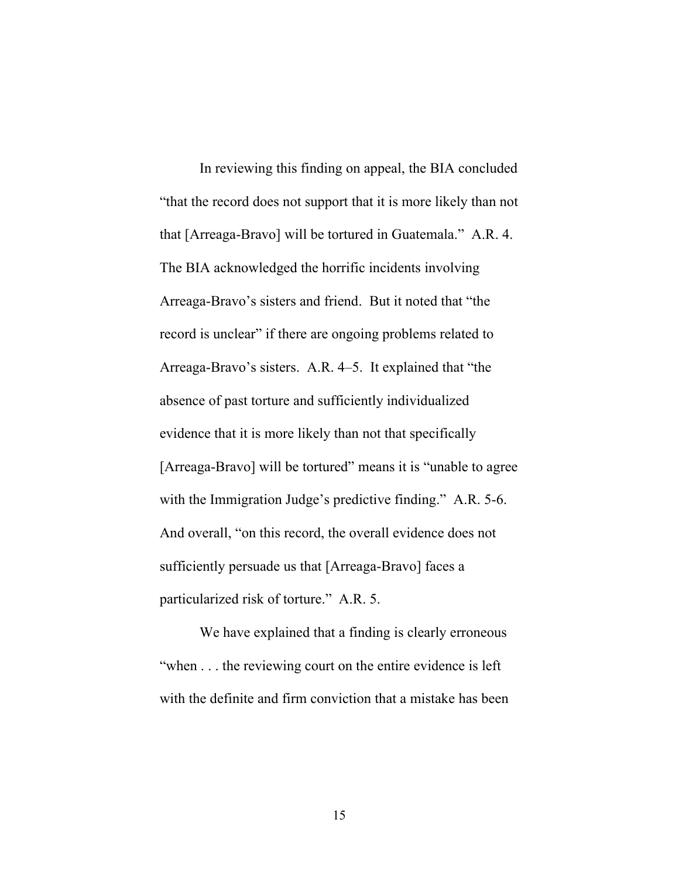In reviewing this finding on appeal, the BIA concluded "that the record does not support that it is more likely than not that [Arreaga-Bravo] will be tortured in Guatemala." A.R. 4. The BIA acknowledged the horrific incidents involving Arreaga-Bravo's sisters and friend. But it noted that "the record is unclear" if there are ongoing problems related to Arreaga-Bravo's sisters. A.R. 4–5. It explained that "the absence of past torture and sufficiently individualized evidence that it is more likely than not that specifically [Arreaga-Bravo] will be tortured" means it is "unable to agree with the Immigration Judge's predictive finding." A.R. 5-6. And overall, "on this record, the overall evidence does not sufficiently persuade us that [Arreaga-Bravo] faces a particularized risk of torture." A.R. 5.

We have explained that a finding is clearly erroneous "when . . . the reviewing court on the entire evidence is left with the definite and firm conviction that a mistake has been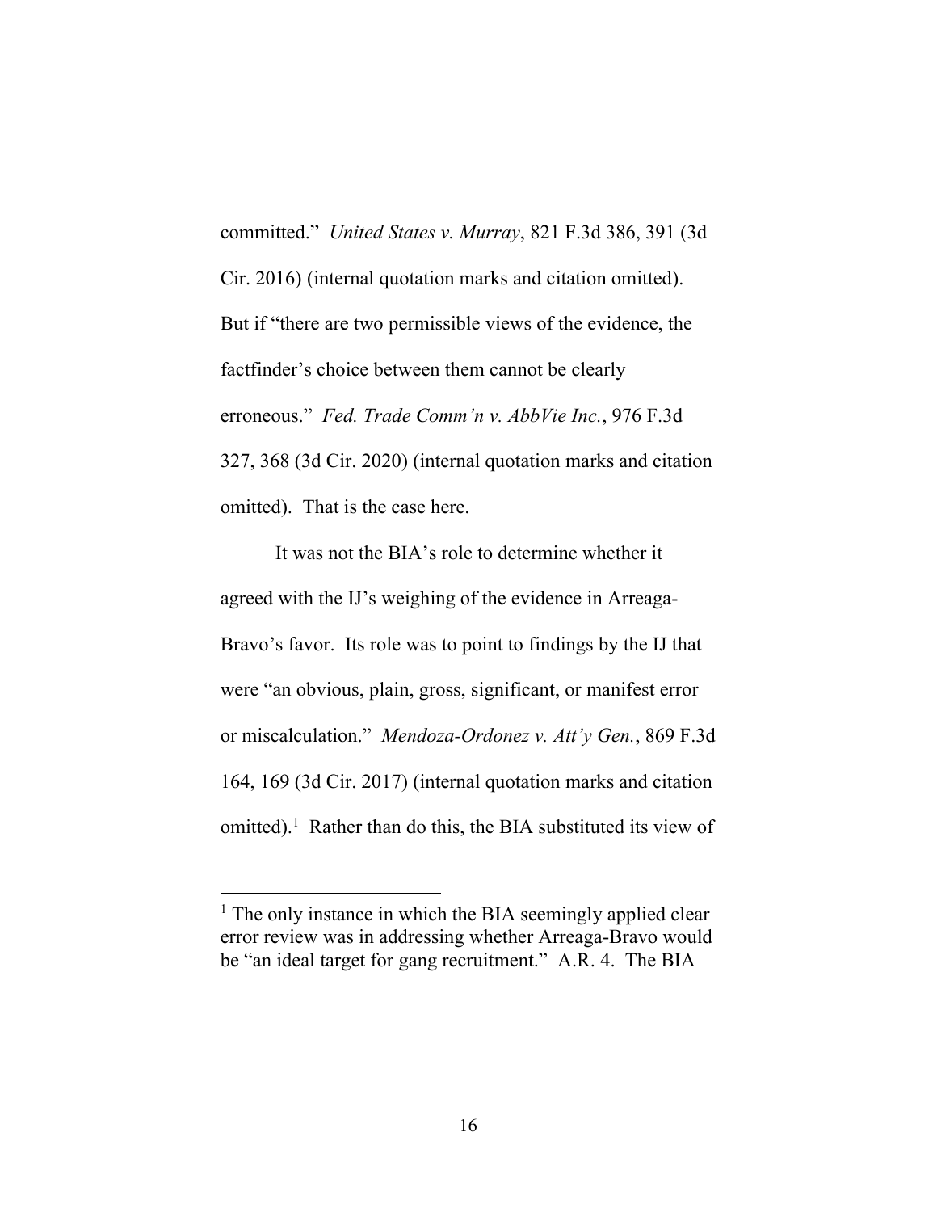committed." *United States v. Murray*, 821 F.3d 386, 391 (3d Cir. 2016) (internal quotation marks and citation omitted). But if "there are two permissible views of the evidence, the factfinder's choice between them cannot be clearly erroneous." *Fed. Trade Comm'n v. AbbVie Inc.*, 976 F.3d 327, 368 (3d Cir. 2020) (internal quotation marks and citation omitted). That is the case here.

It was not the BIA's role to determine whether it agreed with the IJ's weighing of the evidence in Arreaga-Bravo's favor. Its role was to point to findings by the IJ that were "an obvious, plain, gross, significant, or manifest error or miscalculation." *Mendoza-Ordonez v. Att'y Gen.*, 869 F.3d 164, 169 (3d Cir. 2017) (internal quotation marks and citation omitted).[1] Rather than do this, the BIA substituted its view of

[1] The only instance in which the BIA seemingly applied clear error review was in addressing whether Arreaga-Bravo would be "an ideal target for gang recruitment." A.R. 4. The BIA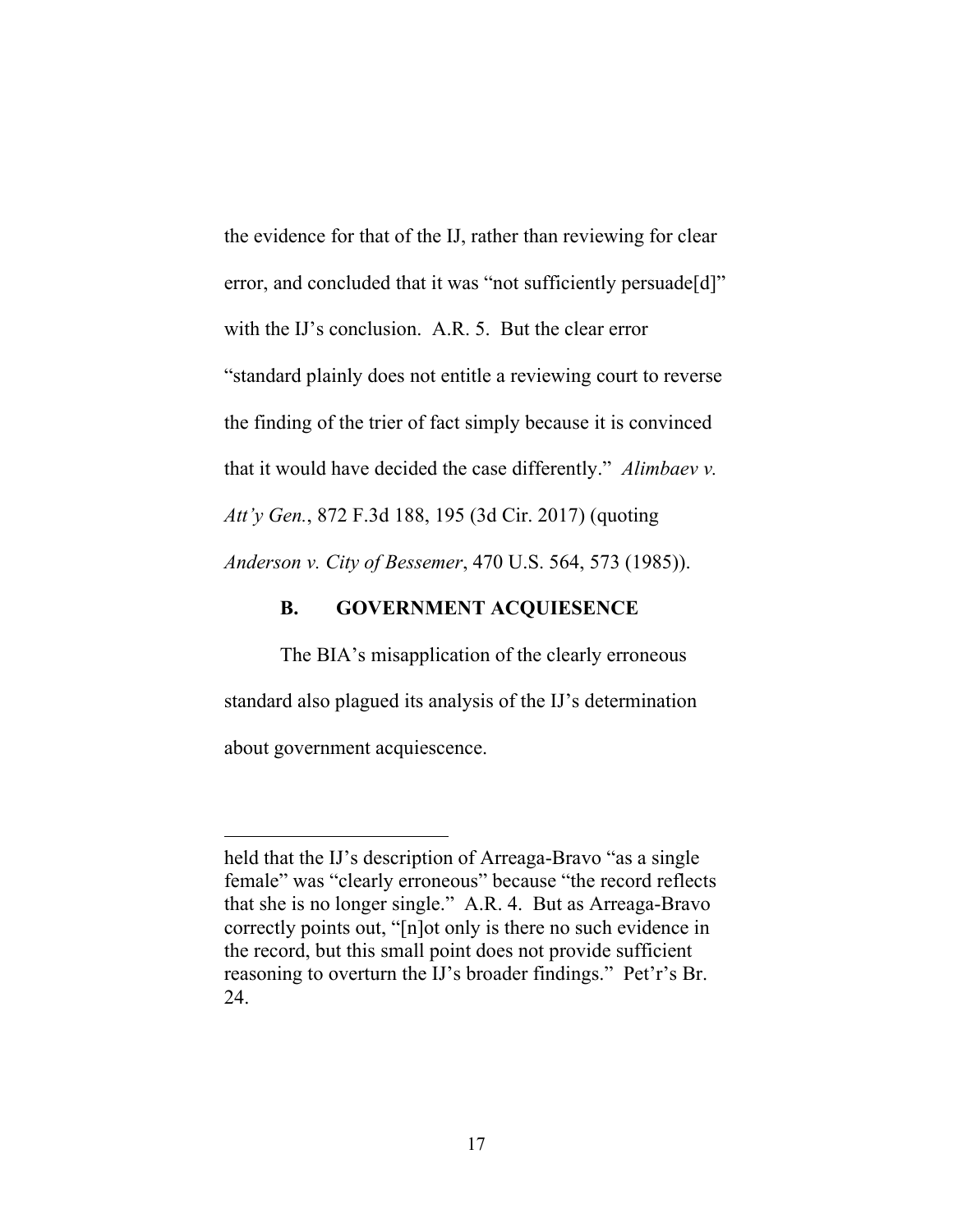the evidence for that of the IJ, rather than reviewing for clear error, and concluded that it was "not sufficiently persuade[d]" with the IJ's conclusion. A.R. 5. But the clear error "standard plainly does not entitle a reviewing court to reverse the finding of the trier of fact simply because it is convinced that it would have decided the case differently." *Alimbaev v. Att'y Gen.*, 872 F.3d 188, 195 (3d Cir. 2017) (quoting *Anderson v. City of Bessemer*, 470 U.S. 564, 573 (1985)).

### B. GOVERNMENT ACQUIESENCE

The BIA's misapplication of the clearly erroneous standard also plagued its analysis of the IJ's determination about government acquiescence.

---

held that the IJ's description of Arreaga-Bravo "as a single female" was "clearly erroneous" because "the record reflects that she is no longer single." A.R. 4. But as Arreaga-Bravo correctly points out, "[n]ot only is there no such evidence in the record, but this small point does not provide sufficient reasoning to overturn the IJ's broader findings." Pet'r's Br. 24.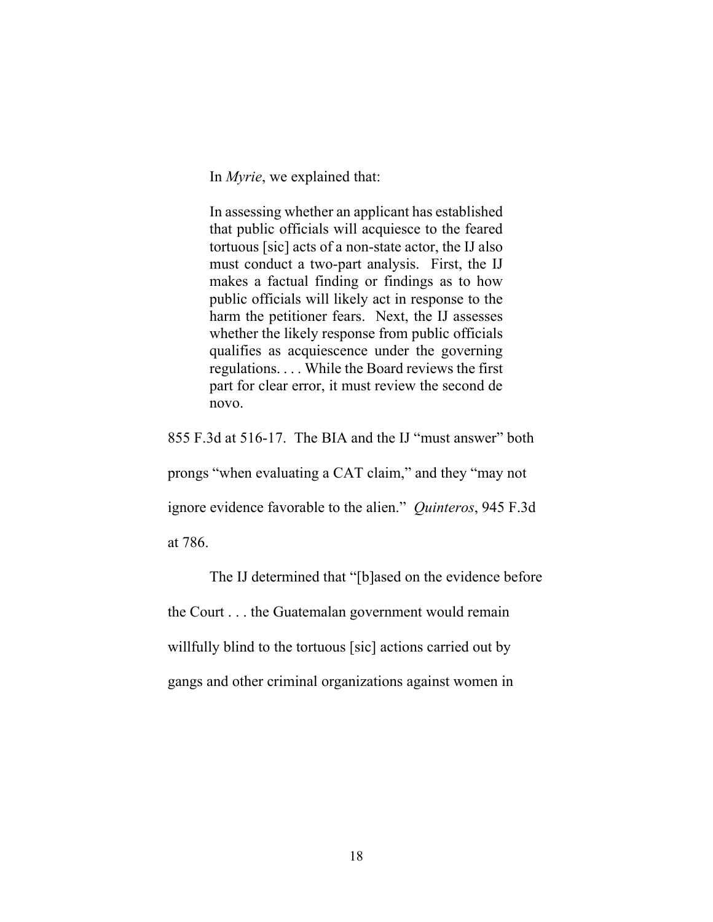In *Myrie*, we explained that:

> In assessing whether an applicant has established that public officials will acquiesce to the feared tortuous [sic] acts of a non-state actor, the IJ also must conduct a two-part analysis. First, the IJ makes a factual finding or findings as to how public officials will likely act in response to the harm the petitioner fears. Next, the IJ assesses whether the likely response from public officials qualifies as acquiescence under the governing regulations. . . . While the Board reviews the first part for clear error, it must review the second de novo.

855 F.3d at 516-17. The BIA and the IJ "must answer" both prongs "when evaluating a CAT claim," and they "may not ignore evidence favorable to the alien." *Quinteros*, 945 F.3d at 786.

The IJ determined that "[b]ased on the evidence before the Court . . . the Guatemalan government would remain willfully blind to the tortuous [sic] actions carried out by gangs and other criminal organizations against women in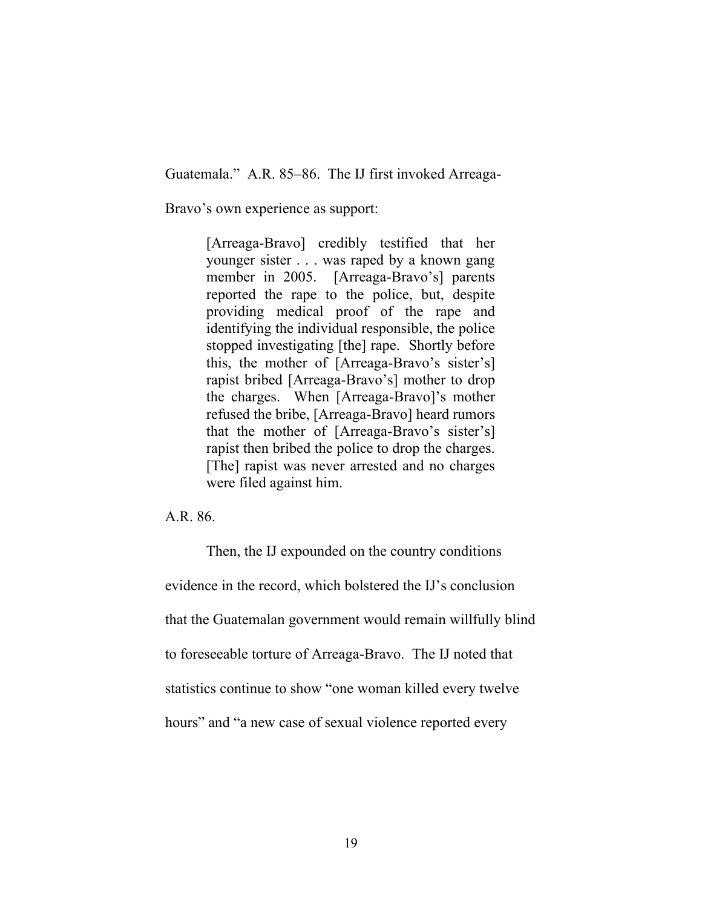Guatemala." A.R. 85–86. The IJ first invoked Arreaga-Bravo's own experience as support:

> [Arreaga-Bravo] credibly testified that her younger sister . . . was raped by a known gang member in 2005. [Arreaga-Bravo's] parents reported the rape to the police, but, despite providing medical proof of the rape and identifying the individual responsible, the police stopped investigating [the] rape. Shortly before this, the mother of [Arreaga-Bravo's sister's] rapist bribed [Arreaga-Bravo's] mother to drop the charges. When [Arreaga-Bravo]'s mother refused the bribe, [Arreaga-Bravo] heard rumors that the mother of [Arreaga-Bravo's sister's] rapist then bribed the police to drop the charges. [The] rapist was never arrested and no charges were filed against him.

A.R. 86.

Then, the IJ expounded on the country conditions evidence in the record, which bolstered the IJ's conclusion that the Guatemalan government would remain willfully blind to foreseeable torture of Arreaga-Bravo. The IJ noted that statistics continue to show "one woman killed every twelve hours" and "a new case of sexual violence reported every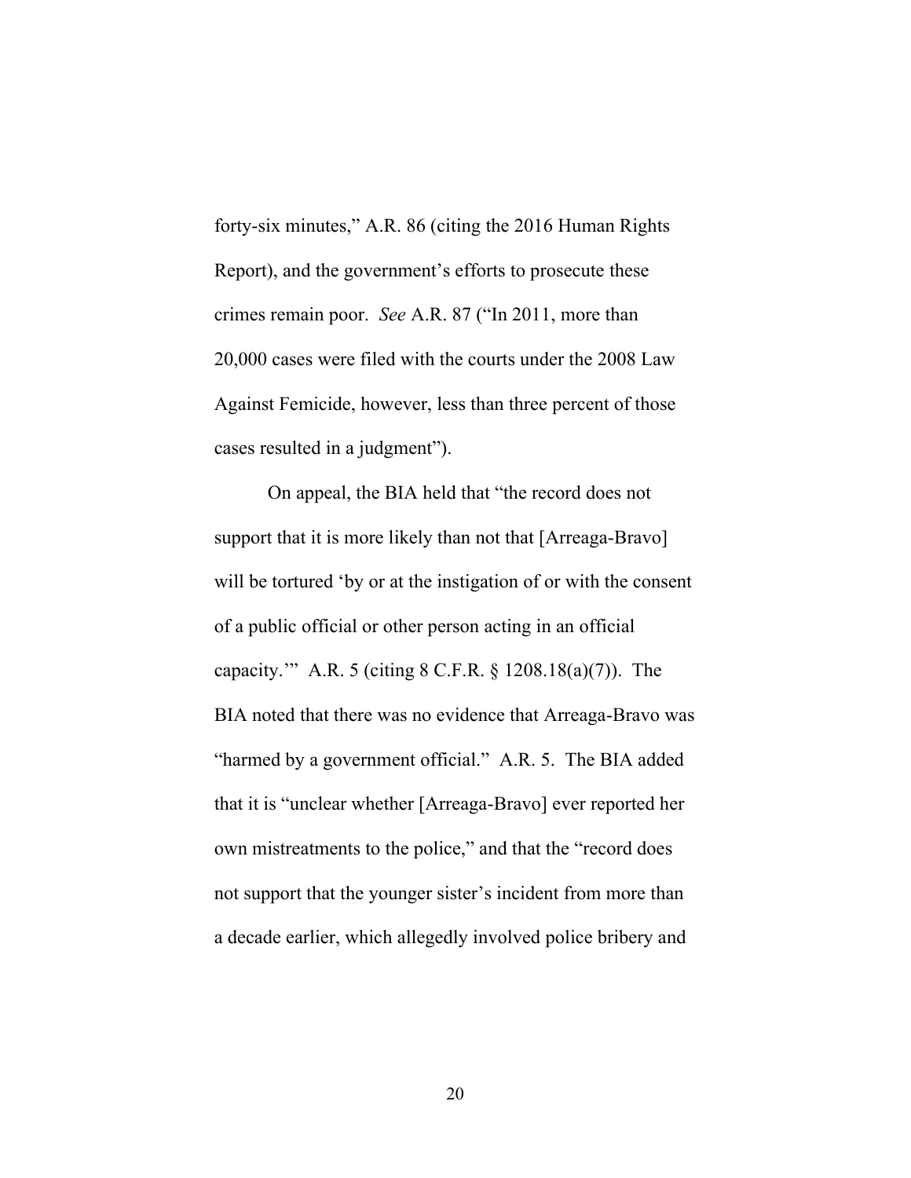forty-six minutes," A.R. 86 (citing the 2016 Human Rights Report), and the government's efforts to prosecute these crimes remain poor. *See* A.R. 87 ("In 2011, more than 20,000 cases were filed with the courts under the 2008 Law Against Femicide, however, less than three percent of those cases resulted in a judgment").

On appeal, the BIA held that "the record does not support that it is more likely than not that [Arreaga-Bravo] will be tortured 'by or at the instigation of or with the consent of a public official or other person acting in an official capacity.'" A.R. 5 (citing 8 C.F.R. § 1208.18(a)(7)). The BIA noted that there was no evidence that Arreaga-Bravo was "harmed by a government official." A.R. 5. The BIA added that it is "unclear whether [Arreaga-Bravo] ever reported her own mistreatments to the police," and that the "record does not support that the younger sister's incident from more than a decade earlier, which allegedly involved police bribery and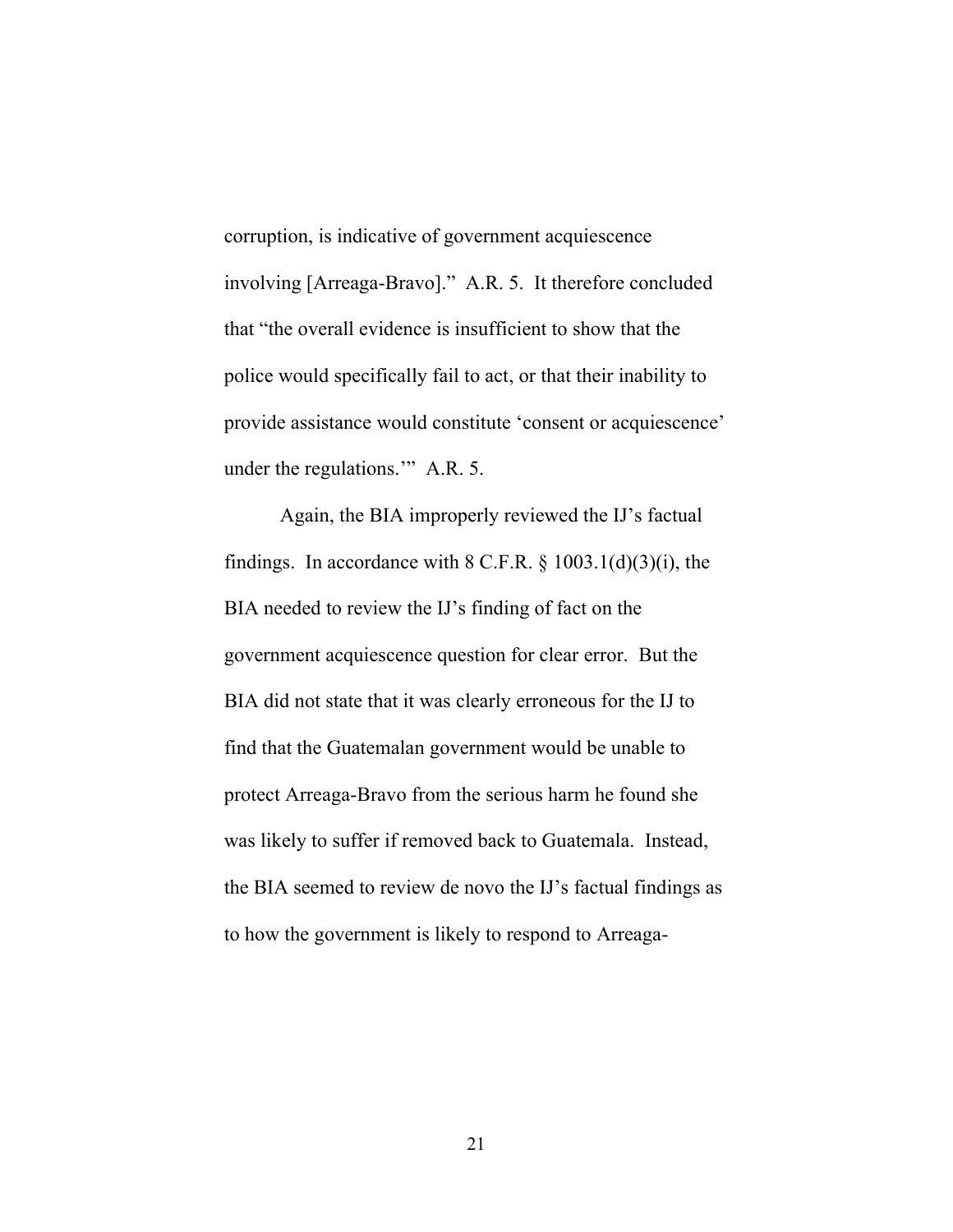corruption, is indicative of government acquiescence involving [Arreaga-Bravo]." A.R. 5. It therefore concluded that "the overall evidence is insufficient to show that the police would specifically fail to act, or that their inability to provide assistance would constitute 'consent or acquiescence' under the regulations.'" A.R. 5.

Again, the BIA improperly reviewed the IJ's factual findings. In accordance with 8 C.F.R. § 1003.1(d)(3)(i), the BIA needed to review the IJ's finding of fact on the government acquiescence question for clear error. But the BIA did not state that it was clearly erroneous for the IJ to find that the Guatemalan government would be unable to protect Arreaga-Bravo from the serious harm he found she was likely to suffer if removed back to Guatemala. Instead, the BIA seemed to review de novo the IJ's factual findings as to how the government is likely to respond to Arreaga-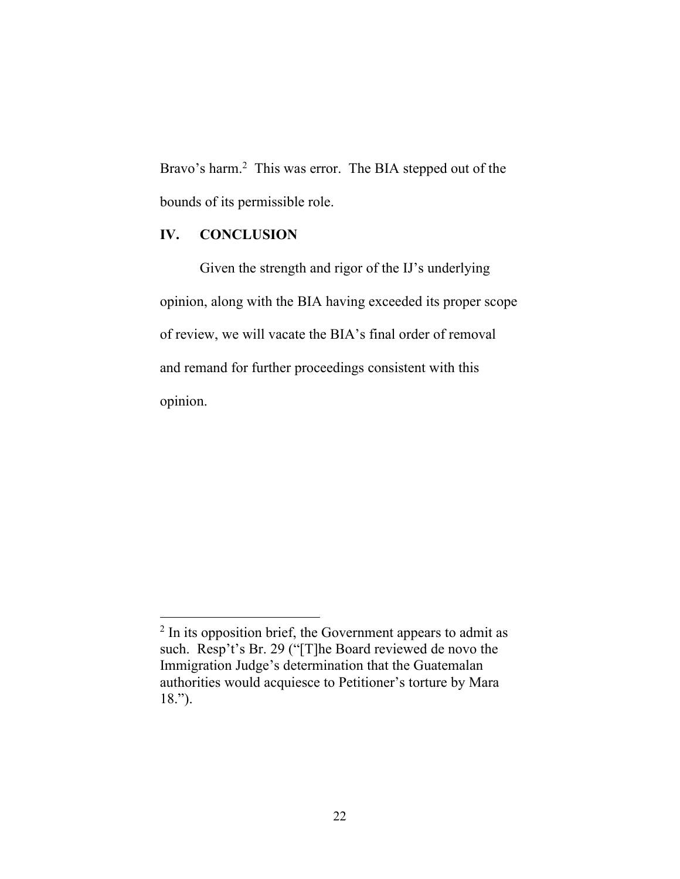Bravo's harm.[2] This was error. The BIA stepped out of the bounds of its permissible role.

## IV. CONCLUSION

Given the strength and rigor of the IJ's underlying opinion, along with the BIA having exceeded its proper scope of review, we will vacate the BIA's final order of removal and remand for further proceedings consistent with this opinion.

---

[2] In its opposition brief, the Government appears to admit as such. Resp't's Br. 29 ("[T]he Board reviewed de novo the Immigration Judge's determination that the Guatemalan authorities would acquiesce to Petitioner's torture by Mara 18.").